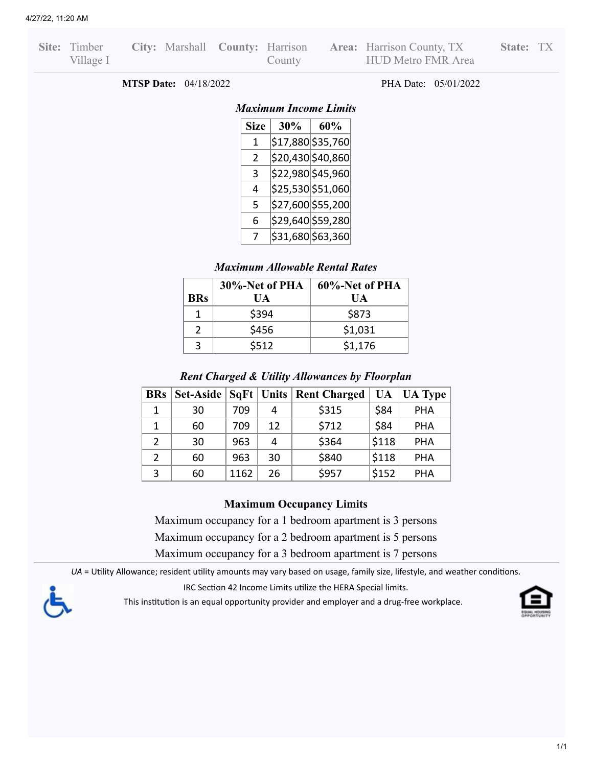**Site:** Timber Village I **City:** Marshall **County:** Harrison County **Area:** Harrison County, TX HUD Metro FMR Area **State:** TX

**MTSP Date:** 04/18/2022 PHA Date: 05/01/2022

### *Maximum Income Limits*

| Size | 30% | 60% |
|---|---|---|
| 1 | $17,880 | $35,760 |
| 2 | $20,430 | $40,860 |
| 3 | $22,980 | $45,960 |
| 4 | $25,530 | $51,060 |
| 5 | $27,600 | $55,200 |
| 6 | $29,640 | $59,280 |
| 7 | $31,680 | $63,360 |

### *Maximum Allowable Rental Rates*

| BRs | 30%-Net of PHA UA | 60%-Net of PHA UA |
|---|---|---|
| 1 | $394 | $873 |
| 2 | $456 | $1,031 |
| 3 | $512 | $1,176 |

### *Rent Charged & Utility Allowances by Floorplan*

| BRs | Set-Aside | SqFt | Units | Rent Charged | UA | UA Type |
|---|---|---|---|---|---|---|
| 1 | 30 | 709 | 4 | $315 | $84 | PHA |
| 1 | 60 | 709 | 12 | $712 | $84 | PHA |
| 2 | 30 | 963 | 4 | $364 | $118 | PHA |
| 2 | 60 | 963 | 30 | $840 | $118 | PHA |
| 3 | 60 | 1162 | 26 | $957 | $152 | PHA |

### Maximum Occupancy Limits

Maximum occupancy for a 1 bedroom apartment is 3 persons

Maximum occupancy for a 2 bedroom apartment is 5 persons

Maximum occupancy for a 3 bedroom apartment is 7 persons

*UA* = Utility Allowance; resident utility amounts may vary based on usage, family size, lifestyle, and weather conditions.

IRC Section 42 Income Limits utilize the HERA Special limits.

This institution is an equal opportunity provider and employer and a drug-free workplace.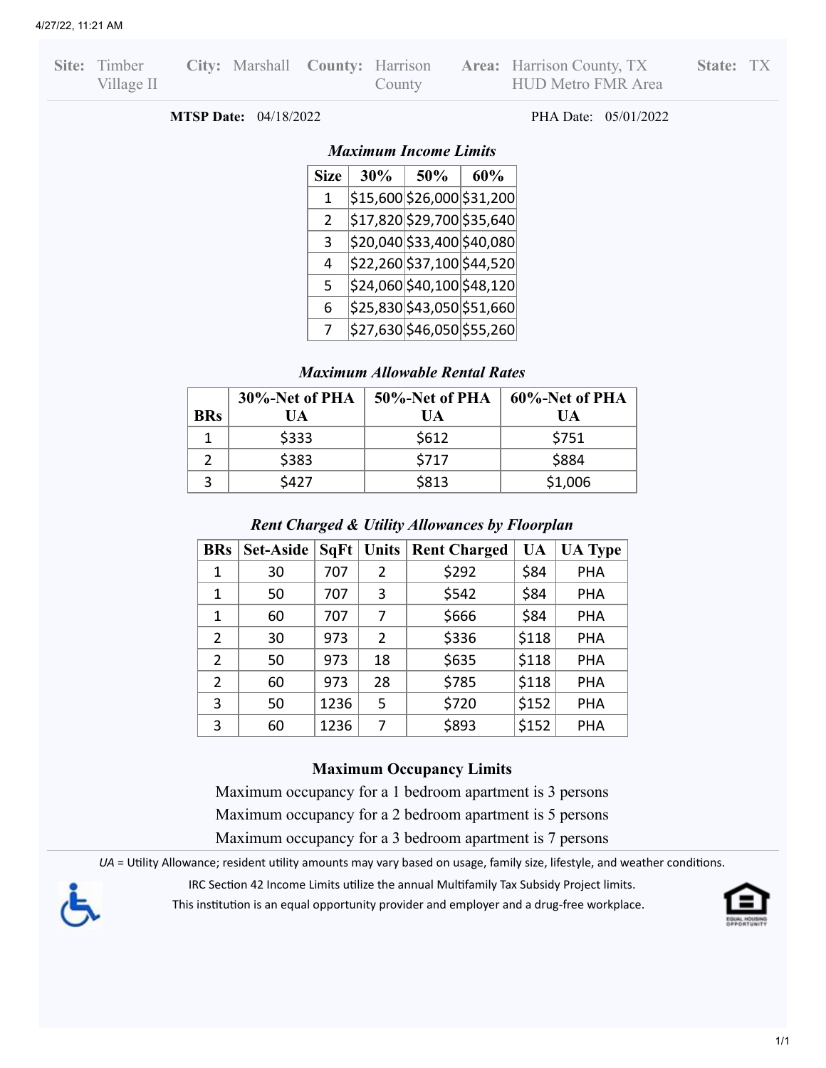| Site: | Timber Village II | City: | Marshall | County: | Harrison County | Area: | Harrison County, TX HUD Metro FMR Area | State: | TX |
|---|---|---|---|---|---|---|---|---|---|

**MTSP Date:** 04/18/2022 PHA Date: 05/01/2022

### *Maximum Income Limits*

| Size | 30% | 50% | 60% |
|---|---|---|---|
| 1 | $15,600 | $26,000 | $31,200 |
| 2 | $17,820 | $29,700 | $35,640 |
| 3 | $20,040 | $33,400 | $40,080 |
| 4 | $22,260 | $37,100 | $44,520 |
| 5 | $24,060 | $40,100 | $48,120 |
| 6 | $25,830 | $43,050 | $51,660 |
| 7 | $27,630 | $46,050 | $55,260 |

### *Maximum Allowable Rental Rates*

| BRs | 30%-Net of PHA UA | 50%-Net of PHA UA | 60%-Net of PHA UA |
|---|---|---|---|
| 1 | $333 | $612 | $751 |
| 2 | $383 | $717 | $884 |
| 3 | $427 | $813 | $1,006 |

### *Rent Charged & Utility Allowances by Floorplan*

| BRs | Set-Aside | SqFt | Units | Rent Charged | UA | UA Type |
|---|---|---|---|---|---|---|
| 1 | 30 | 707 | 2 | $292 | $84 | PHA |
| 1 | 50 | 707 | 3 | $542 | $84 | PHA |
| 1 | 60 | 707 | 7 | $666 | $84 | PHA |
| 2 | 30 | 973 | 2 | $336 | $118 | PHA |
| 2 | 50 | 973 | 18 | $635 | $118 | PHA |
| 2 | 60 | 973 | 28 | $785 | $118 | PHA |
| 3 | 50 | 1236 | 5 | $720 | $152 | PHA |
| 3 | 60 | 1236 | 7 | $893 | $152 | PHA |

### Maximum Occupancy Limits

Maximum occupancy for a 1 bedroom apartment is 3 persons

Maximum occupancy for a 2 bedroom apartment is 5 persons

Maximum occupancy for a 3 bedroom apartment is 7 persons

*UA* = Utility Allowance; resident utility amounts may vary based on usage, family size, lifestyle, and weather conditions.

IRC Section 42 Income Limits utilize the annual Multifamily Tax Subsidy Project limits.

This institution is an equal opportunity provider and employer and a drug-free workplace.